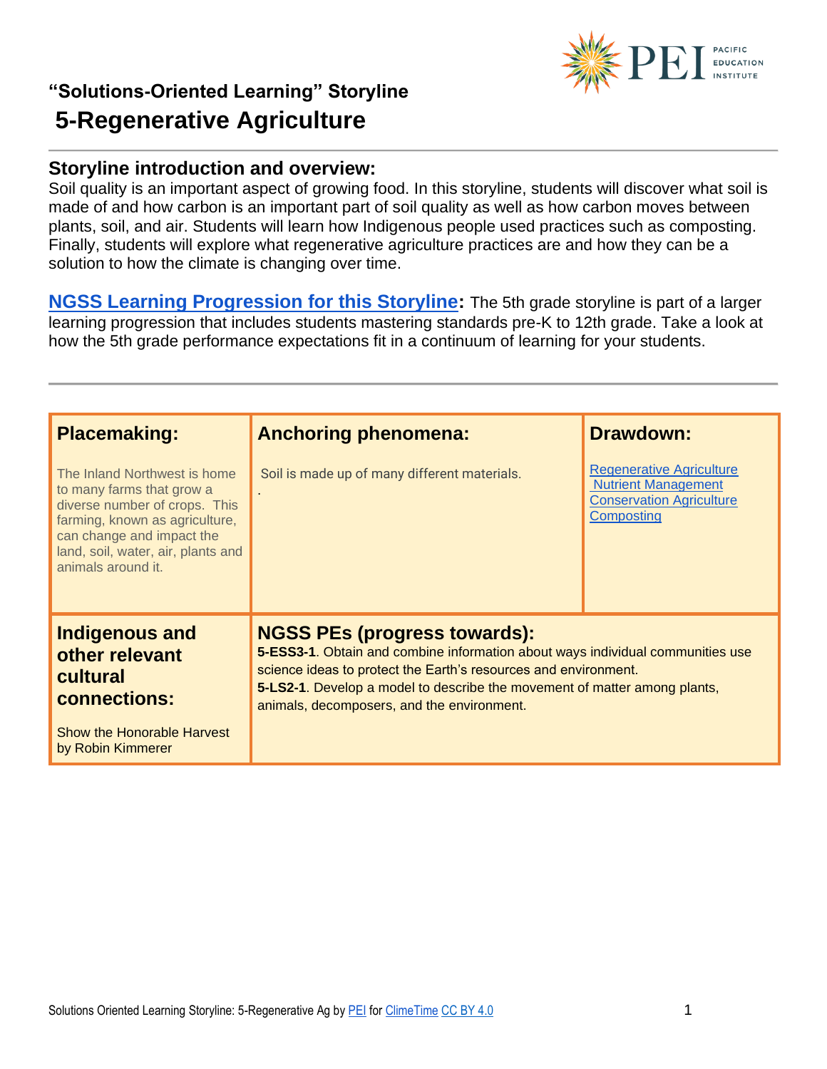## "Solutions-Oriented Learning" Storyline

# 5-Regenerative Agriculture

## Storyline introduction and overview:

Soil quality is an important aspect of growing food. In this storyline, students will discover what soil is made of and how carbon is an important part of soil quality as well as how carbon moves between plants, soil, and air. Students will learn how Indigenous people used practices such as composting. Finally, students will explore what regenerative agriculture practices are and how they can be a solution to how the climate is changing over time.

**NGSS Learning Progression for this Storyline:** The 5th grade storyline is part of a larger learning progression that includes students mastering standards pre-K to 12th grade. Take a look at how the 5th grade performance expectations fit in a continuum of learning for your students.

| **Placemaking:** | **Anchoring phenomena:** | **Drawdown:** |
|---|---|---|
| The Inland Northwest is home to many farms that grow a diverse number of crops. This farming, known as agriculture, can change and impact the land, soil, water, air, plants and animals around it. | Soil is made up of many different materials. | Regenerative Agriculture<br>Nutrient Management<br>Conservation Agriculture<br>Composting |
| **Indigenous and other relevant cultural connections:**<br><br>Show the Honorable Harvest by Robin Kimmerer | **NGSS PEs (progress towards):**<br>**5-ESS3-1**. Obtain and combine information about ways individual communities use science ideas to protect the Earth's resources and environment.<br>**5-LS2-1**. Develop a model to describe the movement of matter among plants, animals, decomposers, and the environment. | |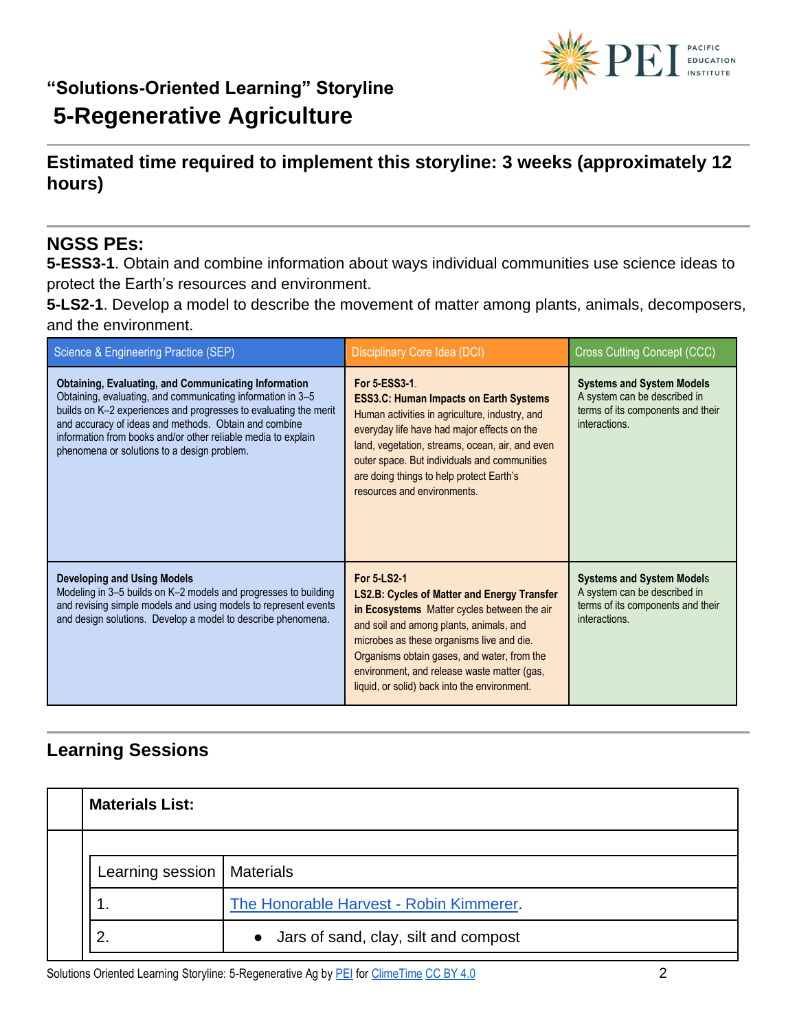## "Solutions-Oriented Learning" Storyline

# 5-Regenerative Agriculture

## Estimated time required to implement this storyline: 3 weeks (approximately 12 hours)

## NGSS PEs:

**5-ESS3-1**. Obtain and combine information about ways individual communities use science ideas to protect the Earth's resources and environment.

**5-LS2-1**. Develop a model to describe the movement of matter among plants, animals, decomposers, and the environment.

| Science & Engineering Practice (SEP) | Disciplinary Core Idea (DCI) | Cross Cutting Concept (CCC) |
|---|---|---|
| **Obtaining, Evaluating, and Communicating Information** Obtaining, evaluating, and communicating information in 3–5 builds on K–2 experiences and progresses to evaluating the merit and accuracy of ideas and methods. Obtain and combine information from books and/or other reliable media to explain phenomena or solutions to a design problem. | **For 5-ESS3-1**. **ESS3.C: Human Impacts on Earth Systems** Human activities in agriculture, industry, and everyday life have had major effects on the land, vegetation, streams, ocean, air, and even outer space. But individuals and communities are doing things to help protect Earth's resources and environments. | **Systems and System Models** A system can be described in terms of its components and their interactions. |
| **Developing and Using Models** Modeling in 3–5 builds on K–2 models and progresses to building and revising simple models and using models to represent events and design solutions. Develop a model to describe phenomena. | **For 5-LS2-1** **LS2.B: Cycles of Matter and Energy Transfer in Ecosystems** Matter cycles between the air and soil and among plants, animals, and microbes as these organisms live and die. Organisms obtain gases, and water, from the environment, and release waste matter (gas, liquid, or solid) back into the environment. | **Systems and System Models** A system can be described in terms of its components and their interactions. |

## Learning Sessions

**Materials List:**

| Learning session | Materials |
|---|---|
| 1. | The Honorable Harvest - Robin Kimmerer. |
| 2. | • Jars of sand, clay, silt and compost |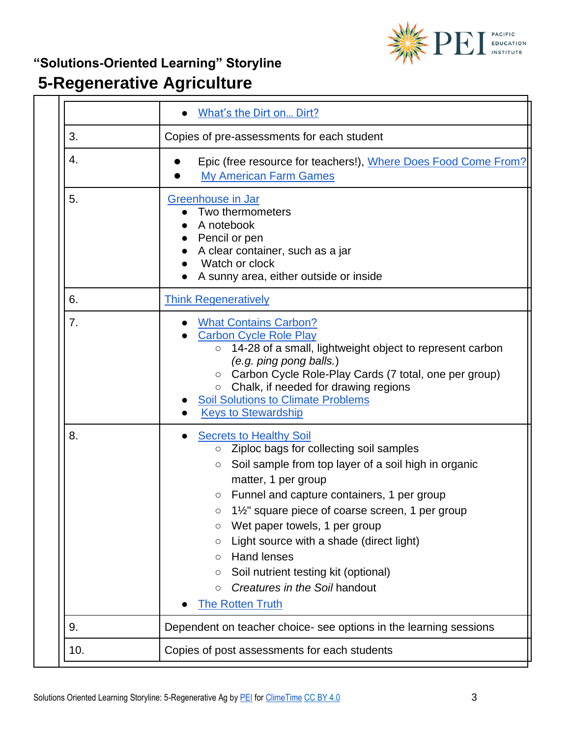## "Solutions-Oriented Learning" Storyline

# 5-Regenerative Agriculture

| | |
|---|---|
| | • What's the Dirt on… Dirt? |
| 3. | Copies of pre-assessments for each student |
| 4. | • Epic (free resource for teachers!), Where Does Food Come From?<br>• My American Farm Games |
| 5. | Greenhouse in Jar<br>• Two thermometers<br>• A notebook<br>• Pencil or pen<br>• A clear container, such as a jar<br>• Watch or clock<br>• A sunny area, either outside or inside |
| 6. | Think Regeneratively |
| 7. | • What Contains Carbon?<br>• Carbon Cycle Role Play<br>&nbsp;&nbsp;&nbsp;&nbsp;○ 14-28 of a small, lightweight object to represent carbon *(e.g. ping pong balls.)*<br>&nbsp;&nbsp;&nbsp;&nbsp;○ Carbon Cycle Role-Play Cards (7 total, one per group)<br>&nbsp;&nbsp;&nbsp;&nbsp;○ Chalk, if needed for drawing regions<br>• Soil Solutions to Climate Problems<br>• Keys to Stewardship |
| 8. | • Secrets to Healthy Soil<br>&nbsp;&nbsp;&nbsp;&nbsp;○ Ziploc bags for collecting soil samples<br>&nbsp;&nbsp;&nbsp;&nbsp;○ Soil sample from top layer of a soil high in organic matter, 1 per group<br>&nbsp;&nbsp;&nbsp;&nbsp;○ Funnel and capture containers, 1 per group<br>&nbsp;&nbsp;&nbsp;&nbsp;○ 1½" square piece of coarse screen, 1 per group<br>&nbsp;&nbsp;&nbsp;&nbsp;○ Wet paper towels, 1 per group<br>&nbsp;&nbsp;&nbsp;&nbsp;○ Light source with a shade (direct light)<br>&nbsp;&nbsp;&nbsp;&nbsp;○ Hand lenses<br>&nbsp;&nbsp;&nbsp;&nbsp;○ Soil nutrient testing kit (optional)<br>&nbsp;&nbsp;&nbsp;&nbsp;○ *Creatures in the Soil* handout<br>• The Rotten Truth |
| 9. | Dependent on teacher choice- see options in the learning sessions |
| 10. | Copies of post assessments for each students |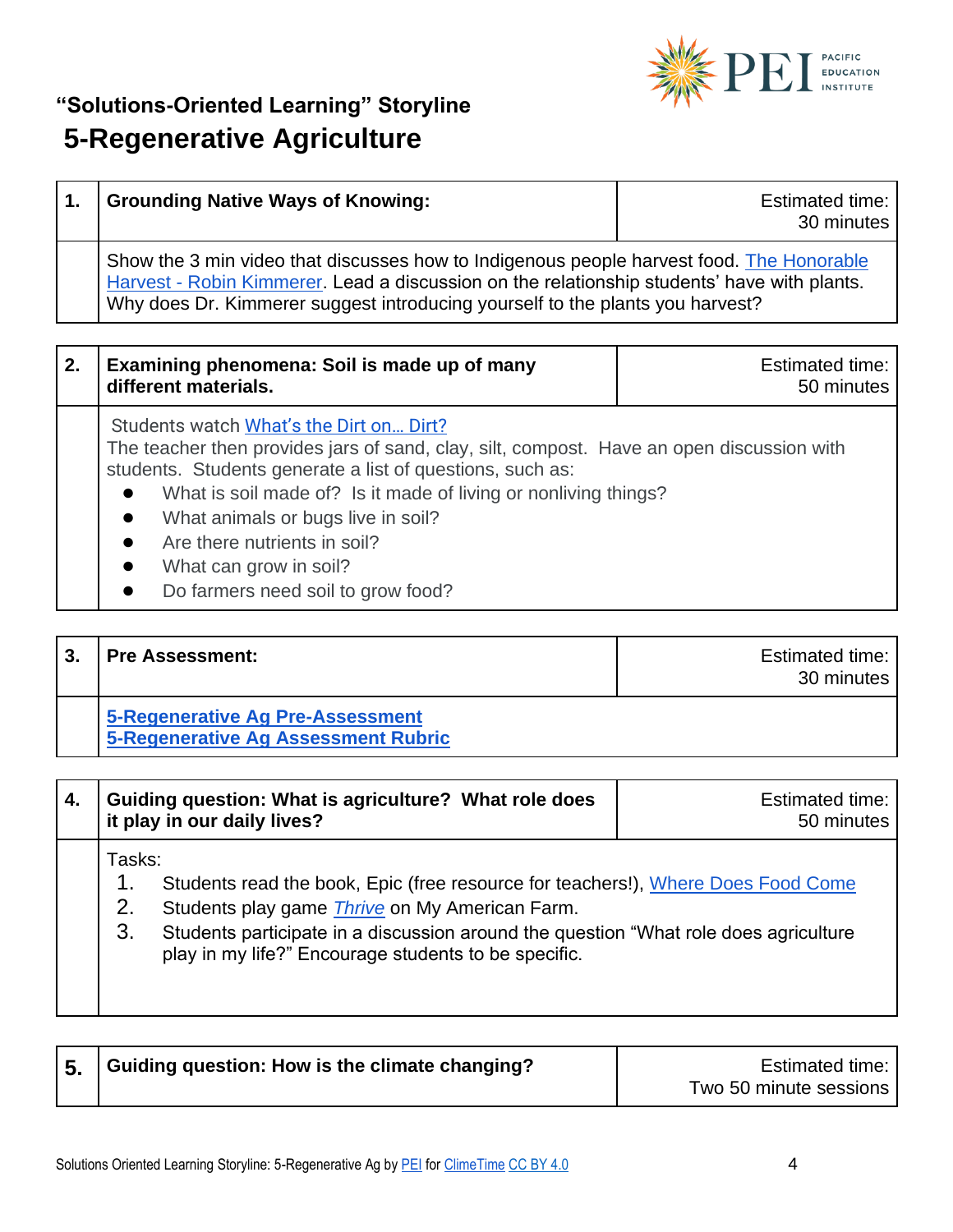## "Solutions-Oriented Learning" Storyline

# 5-Regenerative Agriculture

| 1. | **Grounding Native Ways of Knowing:** | Estimated time: 30 minutes |
|---|---|---|
| | Show the 3 min video that discusses how to Indigenous people harvest food. The Honorable Harvest - Robin Kimmerer. Lead a discussion on the relationship students' have with plants. Why does Dr. Kimmerer suggest introducing yourself to the plants you harvest? | |

| 2. | **Examining phenomena: Soil is made up of many different materials.** | Estimated time: 50 minutes |
|---|---|---|
| | Students watch What's the Dirt on… Dirt?<br>The teacher then provides jars of sand, clay, silt, compost. Have an open discussion with students. Students generate a list of questions, such as:<br>● What is soil made of? Is it made of living or nonliving things?<br>● What animals or bugs live in soil?<br>● Are there nutrients in soil?<br>● What can grow in soil?<br>● Do farmers need soil to grow food? | |

| 3. | **Pre Assessment:** | Estimated time: 30 minutes |
|---|---|---|
| | **5-Regenerative Ag Pre-Assessment**<br>**5-Regenerative Ag Assessment Rubric** | |

| 4. | **Guiding question: What is agriculture? What role does it play in our daily lives?** | Estimated time: 50 minutes |
|---|---|---|
| | Tasks:<br>1. Students read the book, Epic (free resource for teachers!), Where Does Food Come<br>2. Students play game *Thrive* on My American Farm.<br>3. Students participate in a discussion around the question "What role does agriculture play in my life?" Encourage students to be specific. | |

| 5. | **Guiding question: How is the climate changing?** | Estimated time: Two 50 minute sessions |
|---|---|---|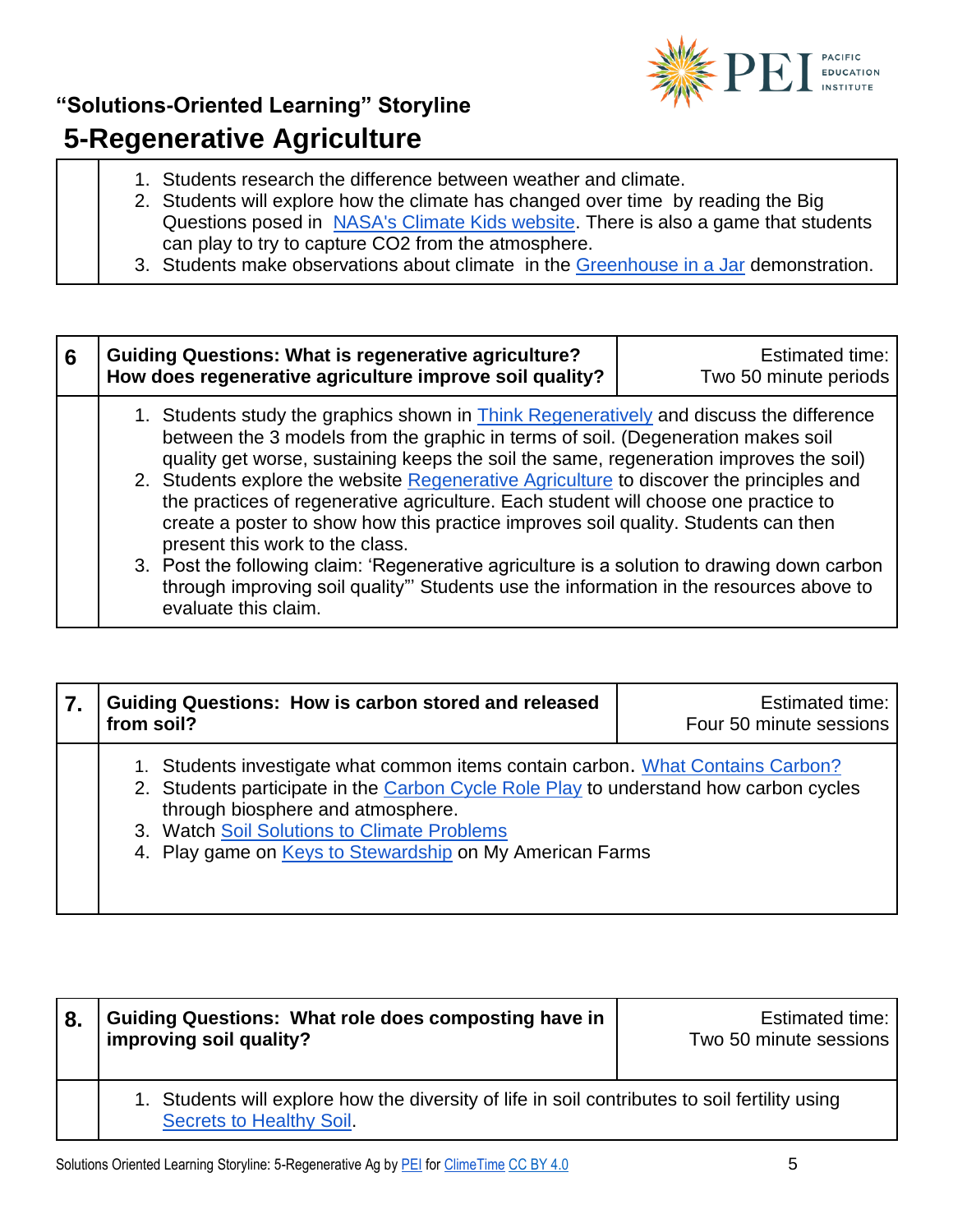## "Solutions-Oriented Learning" Storyline

# 5-Regenerative Agriculture

1. Students research the difference between weather and climate.
2. Students will explore how the climate has changed over time by reading the Big Questions posed in [NASA's Climate Kids website](). There is also a game that students can play to try to capture CO2 from the atmosphere.
3. Students make observations about climate in the [Greenhouse in a Jar]() demonstration.

| 6 | Guiding Questions: What is regenerative agriculture? How does regenerative agriculture improve soil quality? | Estimated time: Two 50 minute periods |
|---|---|---|

1. Students study the graphics shown in [Think Regeneratively]() and discuss the difference between the 3 models from the graphic in terms of soil. (Degeneration makes soil quality get worse, sustaining keeps the soil the same, regeneration improves the soil)
2. Students explore the website [Regenerative Agriculture]() to discover the principles and the practices of regenerative agriculture. Each student will choose one practice to create a poster to show how this practice improves soil quality. Students can then present this work to the class.
3. Post the following claim: 'Regenerative agriculture is a solution to drawing down carbon through improving soil quality"' Students use the information in the resources above to evaluate this claim.

| 7. | Guiding Questions: How is carbon stored and released from soil? | Estimated time: Four 50 minute sessions |
|---|---|---|

1. Students investigate what common items contain carbon. [What Contains Carbon?]()
2. Students participate in the [Carbon Cycle Role Play]() to understand how carbon cycles through biosphere and atmosphere.
3. Watch [Soil Solutions to Climate Problems]()
4. Play game on [Keys to Stewardship]() on My American Farms

| 8. | Guiding Questions: What role does composting have in improving soil quality? | Estimated time: Two 50 minute sessions |
|---|---|---|

1. Students will explore how the diversity of life in soil contributes to soil fertility using [Secrets to Healthy Soil]().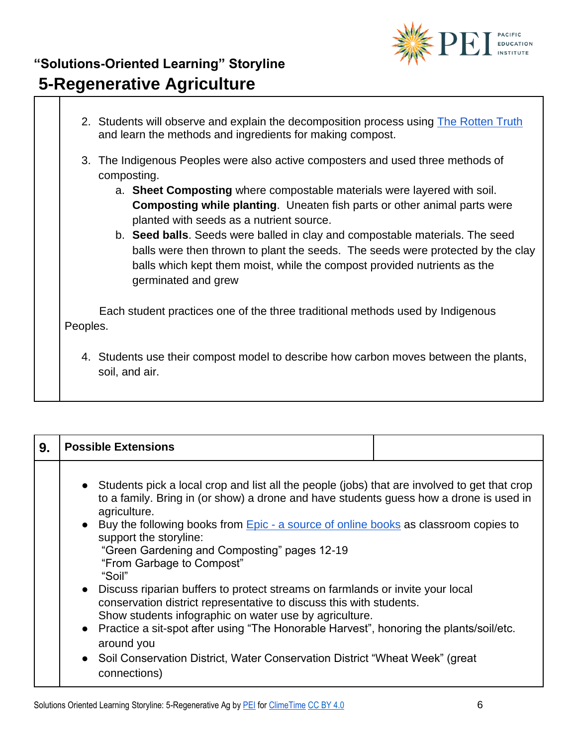# "Solutions-Oriented Learning" Storyline

## 5-Regenerative Agriculture

2. Students will observe and explain the decomposition process using The Rotten Truth and learn the methods and ingredients for making compost.

3. The Indigenous Peoples were also active composters and used three methods of composting.
   a. **Sheet Composting** where compostable materials were layered with soil. **Composting while planting**. Uneaten fish parts or other animal parts were planted with seeds as a nutrient source.
   b. **Seed balls**. Seeds were balled in clay and compostable materials. The seed balls were then thrown to plant the seeds. The seeds were protected by the clay balls which kept them moist, while the compost provided nutrients as the germinated and grew

Each student practices one of the three traditional methods used by Indigenous Peoples.

4. Students use their compost model to describe how carbon moves between the plants, soil, and air.

| 9. | Possible Extensions | |
|---|---|---|

- Students pick a local crop and list all the people (jobs) that are involved to get that crop to a family. Bring in (or show) a drone and have students guess how a drone is used in agriculture.
- Buy the following books from Epic - a source of online books as classroom copies to support the storyline:
  "Green Gardening and Composting" pages 12-19
  "From Garbage to Compost"
  "Soil"
- Discuss riparian buffers to protect streams on farmlands or invite your local conservation district representative to discuss this with students.
  Show students infographic on water use by agriculture.
- Practice a sit-spot after using "The Honorable Harvest", honoring the plants/soil/etc. around you
- Soil Conservation District, Water Conservation District "Wheat Week" (great connections)

Solutions Oriented Learning Storyline: 5-Regenerative Ag by PEI for ClimeTime CC BY 4.0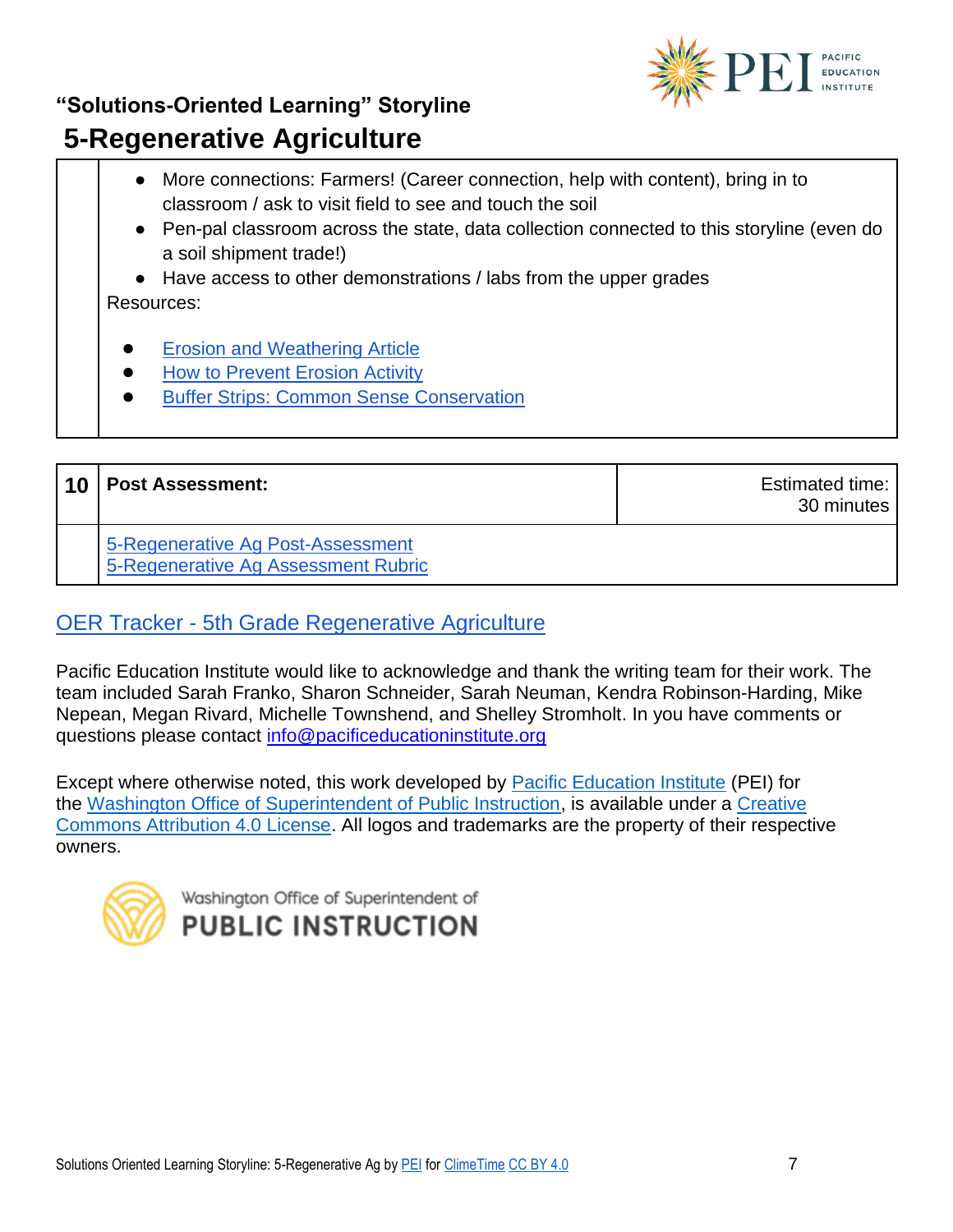## "Solutions-Oriented Learning" Storyline

# 5-Regenerative Agriculture

| | |
|---|---|
| | • More connections: Farmers! (Career connection, help with content), bring in to classroom / ask to visit field to see and touch the soil<br>• Pen-pal classroom across the state, data collection connected to this storyline (even do a soil shipment trade!)<br>• Have access to other demonstrations / labs from the upper grades<br>Resources:<br>• Erosion and Weathering Article<br>• How to Prevent Erosion Activity<br>• Buffer Strips: Common Sense Conservation |

| 10 | Post Assessment: | Estimated time: 30 minutes |
|---|---|---|
| | 5-Regenerative Ag Post-Assessment<br>5-Regenerative Ag Assessment Rubric | |

OER Tracker - 5th Grade Regenerative Agriculture

Pacific Education Institute would like to acknowledge and thank the writing team for their work. The team included Sarah Franko, Sharon Schneider, Sarah Neuman, Kendra Robinson-Harding, Mike Nepean, Megan Rivard, Michelle Townshend, and Shelley Stromholt. In you have comments or questions please contact info@pacificeducationinstitute.org

Except where otherwise noted, this work developed by Pacific Education Institute (PEI) for the Washington Office of Superintendent of Public Instruction, is available under a Creative Commons Attribution 4.0 License. All logos and trademarks are the property of their respective owners.

Washington Office of Superintendent of PUBLIC INSTRUCTION